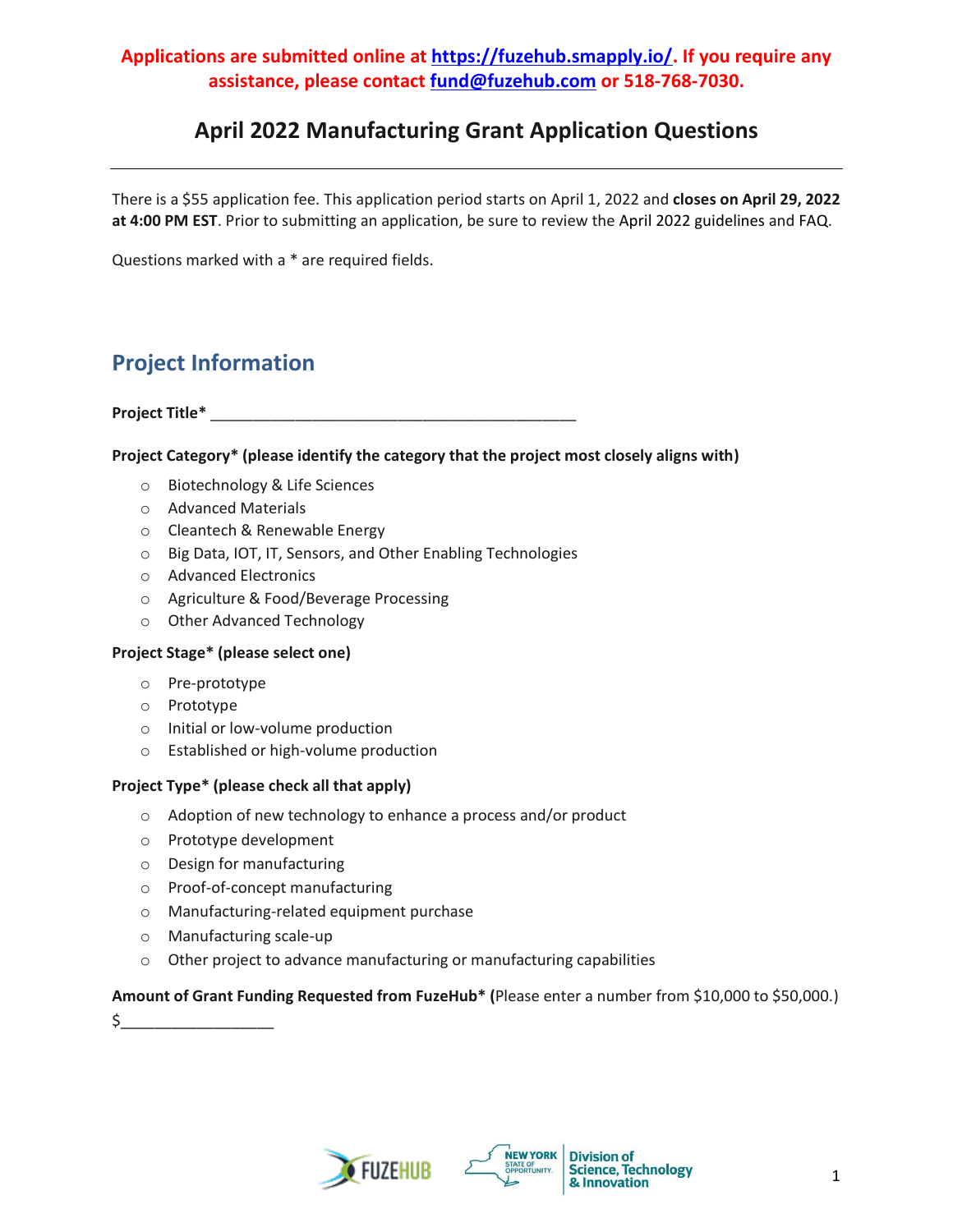**Applications are submitted online at [https://fuzehub.smapply.io/](https://fuzehub.smapply.io/). If you require any assistance, please contact [fund@fuzehub.com](mailto:fund@fuzehub.com) or 518-768-7030.**

# April 2022 Manufacturing Grant Application Questions

---

There is a $55 application fee. This application period starts on April 1, 2022 and **closes on April 29, 2022 at 4:00 PM EST**. Prior to submitting an application, be sure to review the April 2022 guidelines and FAQ.

Questions marked with a * are required fields.

## Project Information

**Project Title*** ___________________________________________

**Project Category* (please identify the category that the project most closely aligns with)**

- Biotechnology & Life Sciences
- Advanced Materials
- Cleantech & Renewable Energy
- Big Data, IOT, IT, Sensors, and Other Enabling Technologies
- Advanced Electronics
- Agriculture & Food/Beverage Processing
- Other Advanced Technology

**Project Stage* (please select one)**

- Pre-prototype
- Prototype
- Initial or low-volume production
- Established or high-volume production

**Project Type* (please check all that apply)**

- Adoption of new technology to enhance a process and/or product
- Prototype development
- Design for manufacturing
- Proof-of-concept manufacturing
- Manufacturing-related equipment purchase
- Manufacturing scale-up
- Other project to advance manufacturing or manufacturing capabilities

**Amount of Grant Funding Requested from FuzeHub* (**Please enter a number from $10,000 to $50,000.)
$__________________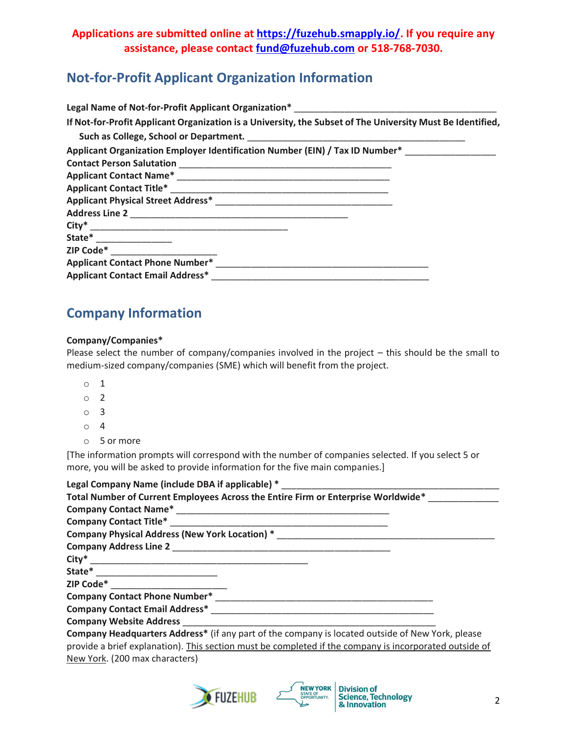**Applications are submitted online at [https://fuzehub.smapply.io/](https://fuzehub.smapply.io/). If you require any assistance, please contact [fund@fuzehub.com](mailto:fund@fuzehub.com) or 518-768-7030.**

## Not-for-Profit Applicant Organization Information

**Legal Name of Not-for-Profit Applicant Organization*** ________________________________________

**If Not-for-Profit Applicant Organization is a University, the Subset of The University Must Be Identified, Such as College, School or Department.** ___________________________________________

**Applicant Organization Employer Identification Number (EIN) / Tax ID Number*** _________________

**Contact Person Salutation** __________________________________________

**Applicant Contact Name*** __________________________________________

**Applicant Contact Title*** ___________________________________________

**Applicant Physical Street Address*** ___________________________________

**Address Line 2** ___________________________________________

**City*** _______________________________________

**State*** _______________

**ZIP Code*** _____________________

**Applicant Contact Phone Number*** __________________________________________

**Applicant Contact Email Address*** ___________________________________________

## Company Information

**Company/Companies***

Please select the number of company/companies involved in the project – this should be the small to medium-sized company/companies (SME) which will benefit from the project.

- 1
- 2
- 3
- 4
- 5 or more

[The information prompts will correspond with the number of companies selected. If you select 5 or more, you will be asked to provide information for the five main companies.]

**Legal Company Name (include DBA if applicable) *** ___________________________________________

**Total Number of Current Employees Across the Entire Firm or Enterprise Worldwide*** _____________

**Company Contact Name*** __________________________________________

**Company Contact Title*** ___________________________________________

**Company Physical Address (New York Location) *** ___________________________________________

**Company Address Line 2** ___________________________________________

**City*** ___________________________________________

**State*** ________________________

**ZIP Code*** _______________________

**Company Contact Phone Number*** ___________________________________________

**Company Contact Email Address*** ___________________________________________

**Company Website Address** __________________________________________________

**Company Headquarters Address*** (if any part of the company is located outside of New York, please provide a brief explanation). This section must be completed if the company is incorporated outside of New York. (200 max characters)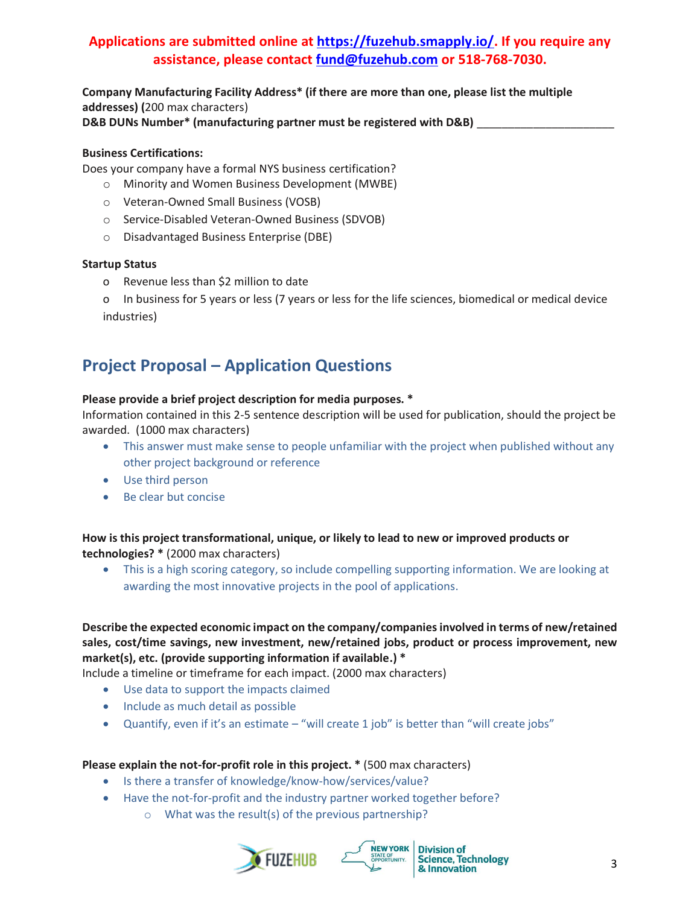**Applications are submitted online at [https://fuzehub.smapply.io/](https://fuzehub.smapply.io/). If you require any assistance, please contact [fund@fuzehub.com](mailto:fund@fuzehub.com) or 518-768-7030.**

**Company Manufacturing Facility Address* (if there are more than one, please list the multiple addresses) (**200 max characters)

**D&B DUNs Number* (manufacturing partner must be registered with D&B)** ______________________

**Business Certifications:**

Does your company have a formal NYS business certification?

- Minority and Women Business Development (MWBE)
- Veteran-Owned Small Business (VOSB)
- Service-Disabled Veteran-Owned Business (SDVOB)
- Disadvantaged Business Enterprise (DBE)

**Startup Status**

- Revenue less than $2 million to date
- In business for 5 years or less (7 years or less for the life sciences, biomedical or medical device industries)

## Project Proposal – Application Questions

**Please provide a brief project description for media purposes. ***

Information contained in this 2-5 sentence description will be used for publication, should the project be awarded. (1000 max characters)

- This answer must make sense to people unfamiliar with the project when published without any other project background or reference
- Use third person
- Be clear but concise

**How is this project transformational, unique, or likely to lead to new or improved products or technologies? *** (2000 max characters)

- This is a high scoring category, so include compelling supporting information. We are looking at awarding the most innovative projects in the pool of applications.

**Describe the expected economic impact on the company/companies involved in terms of new/retained sales, cost/time savings, new investment, new/retained jobs, product or process improvement, new market(s), etc. (provide supporting information if available.) ***

Include a timeline or timeframe for each impact. (2000 max characters)

- Use data to support the impacts claimed
- Include as much detail as possible
- Quantify, even if it's an estimate – "will create 1 job" is better than "will create jobs"

**Please explain the not-for-profit role in this project. *** (500 max characters)

- Is there a transfer of knowledge/know-how/services/value?
- Have the not-for-profit and the industry partner worked together before?
  - What was the result(s) of the previous partnership?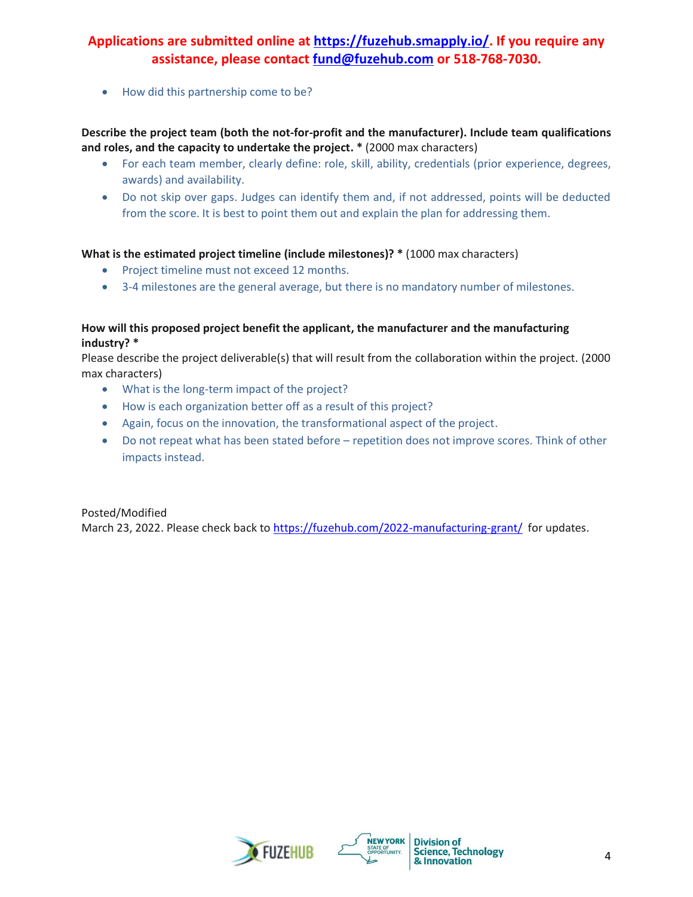**Applications are submitted online at https://fuzehub.smapply.io/. If you require any assistance, please contact fund@fuzehub.com or 518-768-7030.**

- How did this partnership come to be?

**Describe the project team (both the not-for-profit and the manufacturer). Include team qualifications and roles, and the capacity to undertake the project. *** (2000 max characters)

- For each team member, clearly define: role, skill, ability, credentials (prior experience, degrees, awards) and availability.
- Do not skip over gaps. Judges can identify them and, if not addressed, points will be deducted from the score. It is best to point them out and explain the plan for addressing them.

**What is the estimated project timeline (include milestones)? *** (1000 max characters)

- Project timeline must not exceed 12 months.
- 3-4 milestones are the general average, but there is no mandatory number of milestones.

**How will this proposed project benefit the applicant, the manufacturer and the manufacturing industry? ***

Please describe the project deliverable(s) that will result from the collaboration within the project. (2000 max characters)

- What is the long-term impact of the project?
- How is each organization better off as a result of this project?
- Again, focus on the innovation, the transformational aspect of the project.
- Do not repeat what has been stated before – repetition does not improve scores. Think of other impacts instead.

Posted/Modified

March 23, 2022. Please check back to https://fuzehub.com/2022-manufacturing-grant/ for updates.